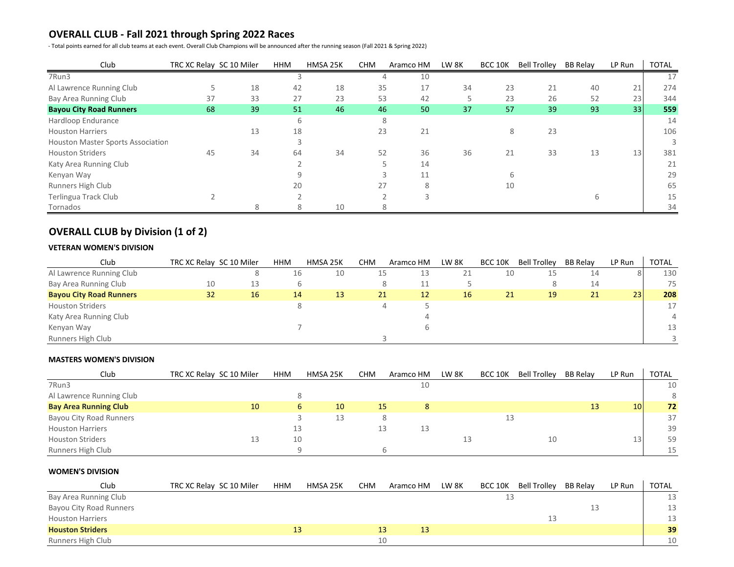## OVERALL CLUB - Fall 2021 through Spring 2022 Races

- Total points earned for all club teams at each event. Overall Club Champions will be announced after the running season (Fall 2021 & Spring 2022)

| Club | TRC XC Relay | SC 10 Miler | HHM | HMSA 25K | CHM | Aramco HM | LW 8K | BCC 10K | Bell Trolley | BB Relay | LP Run | TOTAL |
|---|---|---|---|---|---|---|---|---|---|---|---|---|
| 7Run3 | | | 3 | | 4 | 10 | | | | | | 17 |
| Al Lawrence Running Club | 5 | 18 | 42 | 18 | 35 | 17 | 34 | 23 | 21 | 40 | 21 | 274 |
| Bay Area Running Club | 37 | 33 | 27 | 23 | 53 | 42 | 5 | 23 | 26 | 52 | 23 | 344 |
| **Bayou City Road Runners** | **68** | **39** | **51** | **46** | **46** | **50** | **37** | **57** | **39** | **93** | **33** | **559** |
| Hardloop Endurance | | | 6 | | 8 | | | | | | | 14 |
| Houston Harriers | | 13 | 18 | | 23 | 21 | | 8 | 23 | | | 106 |
| Houston Master Sports Association | | | 3 | | | | | | | | | 3 |
| Houston Striders | 45 | 34 | 64 | 34 | 52 | 36 | 36 | 21 | 33 | 13 | 13 | 381 |
| Katy Area Running Club | | | 2 | | 5 | 14 | | | | | | 21 |
| Kenyan Way | | | 9 | | 3 | 11 | | 6 | | | | 29 |
| Runners High Club | | | 20 | | 27 | 8 | | 10 | | | | 65 |
| Terlingua Track Club | 2 | | 2 | | 2 | 3 | | | | 6 | | 15 |
| Tornados | | 8 | 8 | 10 | 8 | | | | | | | 34 |

## OVERALL CLUB by Division (1 of 2)

### VETERAN WOMEN'S DIVISION

| Club | TRC XC Relay | SC 10 Miler | HHM | HMSA 25K | CHM | Aramco HM | LW 8K | BCC 10K | Bell Trolley | BB Relay | LP Run | TOTAL |
|---|---|---|---|---|---|---|---|---|---|---|---|---|
| Al Lawrence Running Club | | 8 | 16 | 10 | 15 | 13 | 21 | 10 | 15 | 14 | 8 | 130 |
| Bay Area Running Club | 10 | 13 | 6 | | 8 | 11 | 5 | | 8 | 14 | | 75 |
| **Bayou City Road Runners** | **32** | **16** | **14** | **13** | **21** | **12** | **16** | **21** | **19** | **21** | **23** | **208** |
| Houston Striders | | | 8 | | 4 | 5 | | | | | | 17 |
| Katy Area Running Club | | | | | | 4 | | | | | | 4 |
| Kenyan Way | | | 7 | | | 6 | | | | | | 13 |
| Runners High Club | | | | | 3 | | | | | | | 3 |

### MASTERS WOMEN'S DIVISION

| Club | TRC XC Relay | SC 10 Miler | HHM | HMSA 25K | CHM | Aramco HM | LW 8K | BCC 10K | Bell Trolley | BB Relay | LP Run | TOTAL |
|---|---|---|---|---|---|---|---|---|---|---|---|---|
| 7Run3 | | | | | | 10 | | | | | | 10 |
| Al Lawrence Running Club | | | 8 | | | | | | | | | 8 |
| **Bay Area Running Club** | | **10** | **6** | **10** | **15** | **8** | | | | **13** | **10** | **72** |
| Bayou City Road Runners | | | 3 | 13 | 8 | | | 13 | | | | 37 |
| Houston Harriers | | | 13 | | 13 | 13 | | | | | | 39 |
| Houston Striders | | 13 | 10 | | | | 13 | | 10 | | 13 | 59 |
| Runners High Club | | | 9 | | 6 | | | | | | | 15 |

### WOMEN'S DIVISION

| Club | TRC XC Relay | SC 10 Miler | HHM | HMSA 25K | CHM | Aramco HM | LW 8K | BCC 10K | Bell Trolley | BB Relay | LP Run | TOTAL |
|---|---|---|---|---|---|---|---|---|---|---|---|---|
| Bay Area Running Club | | | | | | | | 13 | | | | 13 |
| Bayou City Road Runners | | | | | | | | | | 13 | | 13 |
| Houston Harriers | | | | | | | | | 13 | | | 13 |
| **Houston Striders** | | | **13** | | **13** | **13** | | | | | | **39** |
| Runners High Club | | | | | 10 | | | | | | | 10 |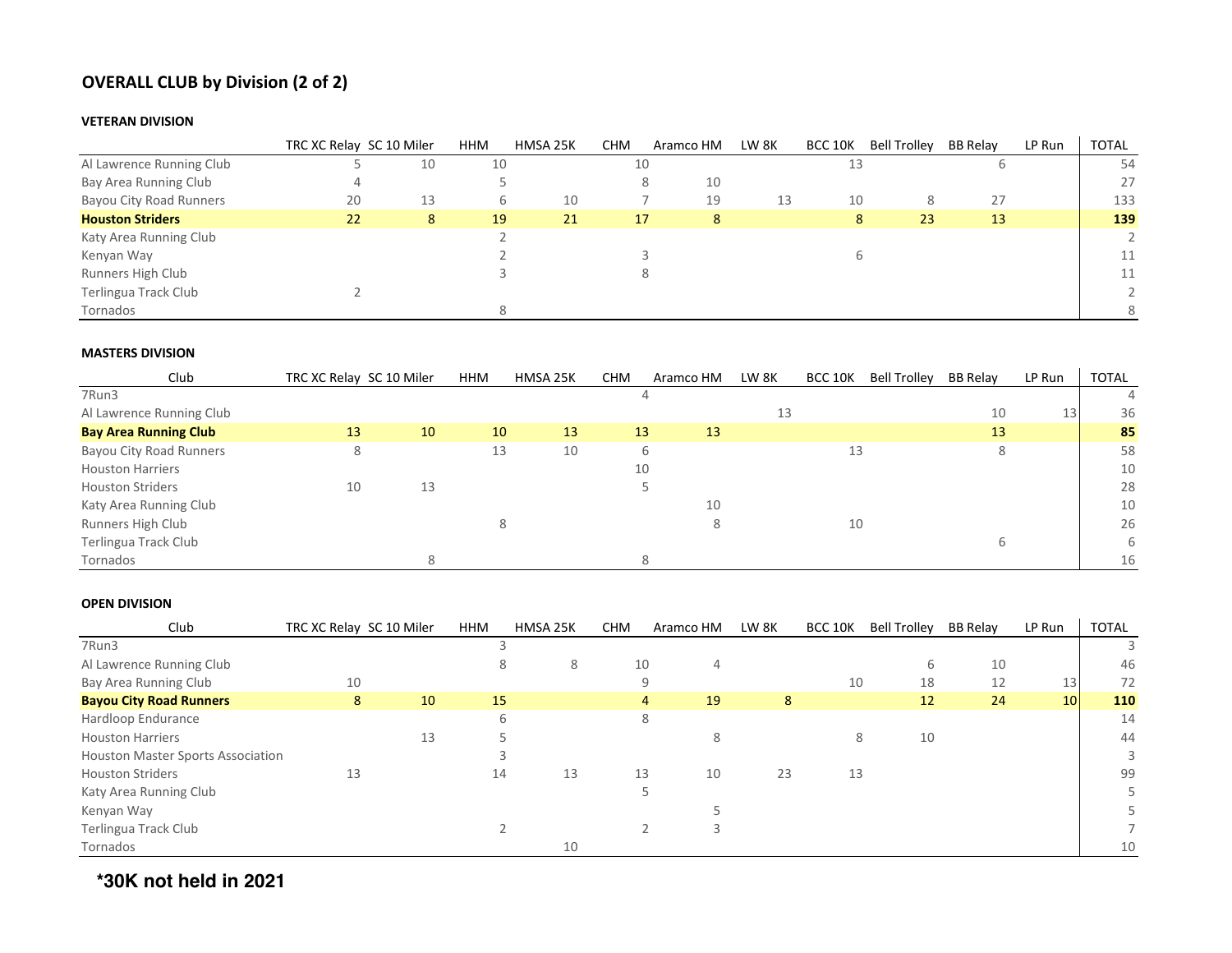## OVERALL CLUB by Division (2 of 2)

### VETERAN DIVISION

| | TRC XC Relay | SC 10 Miler | HHM | HMSA 25K | CHM | Aramco HM | LW 8K | BCC 10K | Bell Trolley | BB Relay | LP Run | TOTAL |
|---|---|---|---|---|---|---|---|---|---|---|---|---|
| Al Lawrence Running Club | 5 | 10 | 10 | | 10 | | | 13 | | 6 | | 54 |
| Bay Area Running Club | 4 | | 5 | | 8 | 10 | | | | | | 27 |
| Bayou City Road Runners | 20 | 13 | 6 | 10 | 7 | 19 | 13 | 10 | 8 | 27 | | 133 |
| **Houston Striders** | **22** | **8** | **19** | **21** | **17** | **8** | | **8** | **23** | **13** | | **139** |
| Katy Area Running Club | | | 2 | | | | | | | | | 2 |
| Kenyan Way | | | 2 | | 3 | | | 6 | | | | 11 |
| Runners High Club | | | 3 | | 8 | | | | | | | 11 |
| Terlingua Track Club | 2 | | | | | | | | | | | 2 |
| Tornados | | | 8 | | | | | | | | | 8 |

### MASTERS DIVISION

| Club | TRC XC Relay | SC 10 Miler | HHM | HMSA 25K | CHM | Aramco HM | LW 8K | BCC 10K | Bell Trolley | BB Relay | LP Run | TOTAL |
|---|---|---|---|---|---|---|---|---|---|---|---|---|
| 7Run3 | | | | | 4 | | | | | | | 4 |
| Al Lawrence Running Club | | | | | | | 13 | | | 10 | 13 | 36 |
| **Bay Area Running Club** | **13** | **10** | **10** | **13** | **13** | **13** | | | | **13** | | **85** |
| Bayou City Road Runners | 8 | | 13 | 10 | 6 | | | 13 | | 8 | | 58 |
| Houston Harriers | | | | | 10 | | | | | | | 10 |
| Houston Striders | 10 | 13 | | | 5 | | | | | | | 28 |
| Katy Area Running Club | | | | | | 10 | | | | | | 10 |
| Runners High Club | | | 8 | | | 8 | | 10 | | | | 26 |
| Terlingua Track Club | | | | | | | | | | 6 | | 6 |
| Tornados | | 8 | | | 8 | | | | | | | 16 |

### OPEN DIVISION

| Club | TRC XC Relay | SC 10 Miler | HHM | HMSA 25K | CHM | Aramco HM | LW 8K | BCC 10K | Bell Trolley | BB Relay | LP Run | TOTAL |
|---|---|---|---|---|---|---|---|---|---|---|---|---|
| 7Run3 | | | 3 | | | | | | | | | 3 |
| Al Lawrence Running Club | | | 8 | 8 | 10 | 4 | | | 6 | 10 | | 46 |
| Bay Area Running Club | 10 | | | | 9 | | | 10 | 18 | 12 | 13 | 72 |
| **Bayou City Road Runners** | **8** | **10** | **15** | | **4** | **19** | **8** | | **12** | **24** | **10** | **110** |
| Hardloop Endurance | | | 6 | | 8 | | | | | | | 14 |
| Houston Harriers | | 13 | 5 | | | 8 | | 8 | 10 | | | 44 |
| Houston Master Sports Association | | | 3 | | | | | | | | | 3 |
| Houston Striders | 13 | | 14 | 13 | 13 | 10 | 23 | 13 | | | | 99 |
| Katy Area Running Club | | | | | 5 | | | | | | | 5 |
| Kenyan Way | | | | | | 5 | | | | | | 5 |
| Terlingua Track Club | | | 2 | | 2 | 3 | | | | | | 7 |
| Tornados | | | | 10 | | | | | | | | 10 |

**\*30K not held in 2021**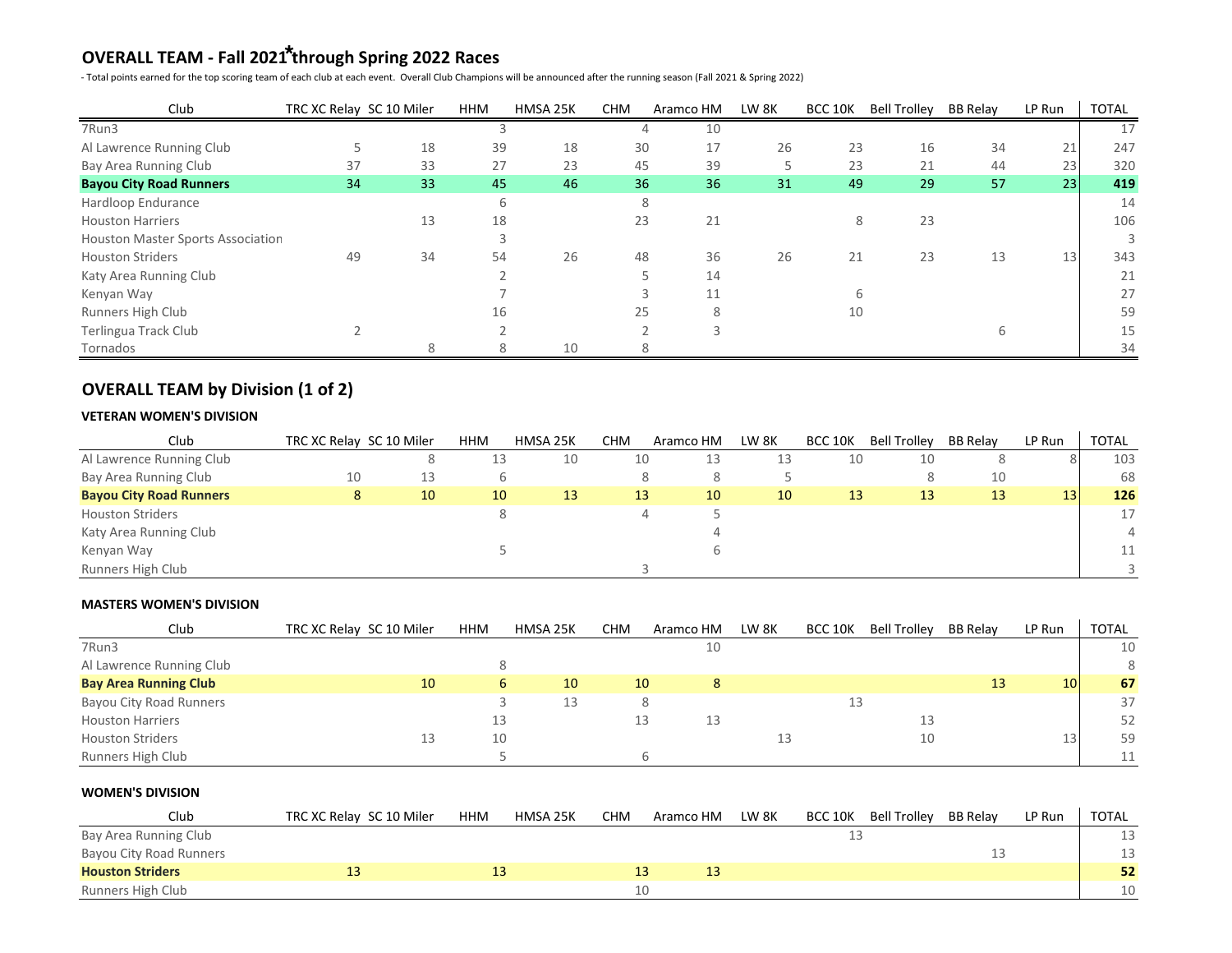## OVERALL TEAM - Fall 2021*through Spring 2022 Races

- Total points earned for the top scoring team of each club at each event. Overall Club Champions will be announced after the running season (Fall 2021 & Spring 2022)

| Club | TRC XC Relay | SC 10 Miler | HHM | HMSA 25K | CHM | Aramco HM | LW 8K | BCC 10K | Bell Trolley | BB Relay | LP Run | TOTAL |
|---|---|---|---|---|---|---|---|---|---|---|---|---|
| 7Run3 | | | 3 | | 4 | 10 | | | | | | 17 |
| Al Lawrence Running Club | 5 | 18 | 39 | 18 | 30 | 17 | 26 | 23 | 16 | 34 | 21 | 247 |
| Bay Area Running Club | 37 | 33 | 27 | 23 | 45 | 39 | 5 | 23 | 21 | 44 | 23 | 320 |
| **Bayou City Road Runners** | **34** | **33** | **45** | **46** | **36** | **36** | **31** | **49** | **29** | **57** | **23** | **419** |
| Hardloop Endurance | | | 6 | | 8 | | | | | | | 14 |
| Houston Harriers | | 13 | 18 | | 23 | 21 | | 8 | 23 | | | 106 |
| Houston Master Sports Association | | | 3 | | | | | | | | | 3 |
| Houston Striders | 49 | 34 | 54 | 26 | 48 | 36 | 26 | 21 | 23 | 13 | 13 | 343 |
| Katy Area Running Club | | | 2 | | 5 | 14 | | | | | | 21 |
| Kenyan Way | | | 7 | | 3 | 11 | | 6 | | | | 27 |
| Runners High Club | | | 16 | | 25 | 8 | | 10 | | | | 59 |
| Terlingua Track Club | 2 | | 2 | | 2 | 3 | | | | 6 | | 15 |
| Tornados | | 8 | 8 | 10 | 8 | | | | | | | 34 |

## OVERALL TEAM by Division (1 of 2)

### VETERAN WOMEN'S DIVISION

| Club | TRC XC Relay | SC 10 Miler | HHM | HMSA 25K | CHM | Aramco HM | LW 8K | BCC 10K | Bell Trolley | BB Relay | LP Run | TOTAL |
|---|---|---|---|---|---|---|---|---|---|---|---|---|
| Al Lawrence Running Club | | 8 | 13 | 10 | 10 | 13 | 13 | 10 | 10 | 8 | 8 | 103 |
| Bay Area Running Club | 10 | 13 | 6 | | 8 | 8 | 5 | | 8 | 10 | | 68 |
| **Bayou City Road Runners** | **8** | **10** | **10** | **13** | **13** | **10** | **10** | **13** | **13** | **13** | **13** | **126** |
| Houston Striders | | | 8 | | 4 | 5 | | | | | | 17 |
| Katy Area Running Club | | | | | | 4 | | | | | | 4 |
| Kenyan Way | | | 5 | | | 6 | | | | | | 11 |
| Runners High Club | | | | | 3 | | | | | | | 3 |

### MASTERS WOMEN'S DIVISION

| Club | TRC XC Relay | SC 10 Miler | HHM | HMSA 25K | CHM | Aramco HM | LW 8K | BCC 10K | Bell Trolley | BB Relay | LP Run | TOTAL |
|---|---|---|---|---|---|---|---|---|---|---|---|---|
| 7Run3 | | | | | | 10 | | | | | | 10 |
| Al Lawrence Running Club | | | 8 | | | | | | | | | 8 |
| **Bay Area Running Club** | | **10** | **6** | **10** | **10** | **8** | | | | **13** | **10** | **67** |
| Bayou City Road Runners | | | 3 | 13 | 8 | | | 13 | | | | 37 |
| Houston Harriers | | | 13 | | 13 | 13 | | | 13 | | | 52 |
| Houston Striders | | 13 | 10 | | | | 13 | | 10 | | 13 | 59 |
| Runners High Club | | | 5 | | 6 | | | | | | | 11 |

### WOMEN'S DIVISION

| Club | TRC XC Relay | SC 10 Miler | HHM | HMSA 25K | CHM | Aramco HM | LW 8K | BCC 10K | Bell Trolley | BB Relay | LP Run | TOTAL |
|---|---|---|---|---|---|---|---|---|---|---|---|---|
| Bay Area Running Club | | | | | | | | 13 | | | | 13 |
| Bayou City Road Runners | | | | | | | | | | 13 | | 13 |
| **Houston Striders** | **13** | | **13** | | **13** | **13** | | | | | | **52** |
| Runners High Club | | | | | 10 | | | | | | | 10 |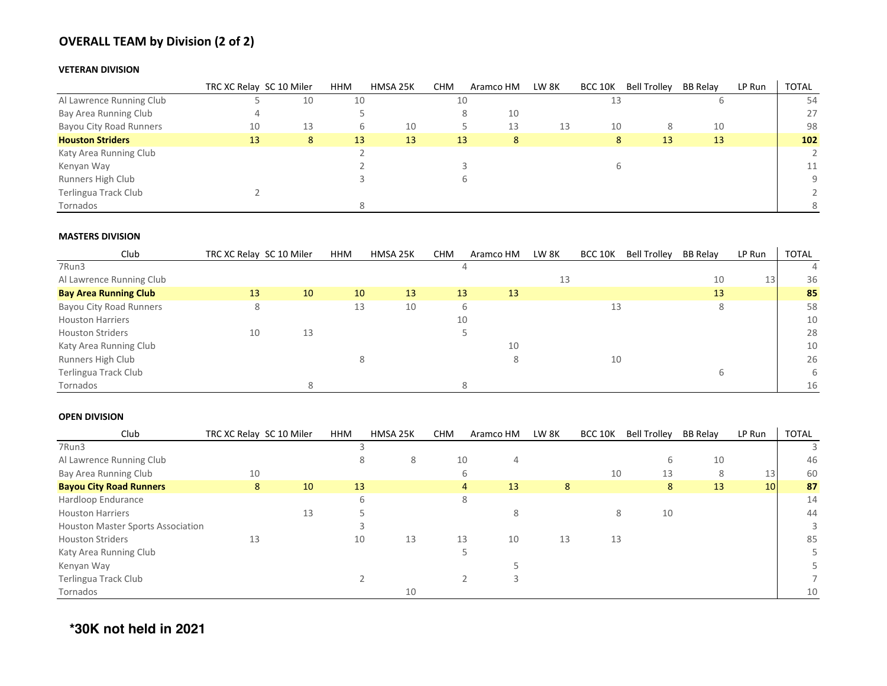## OVERALL TEAM by Division (2 of 2)

### VETERAN DIVISION

| | TRC XC Relay | SC 10 Miler | HHM | HMSA 25K | CHM | Aramco HM | LW 8K | BCC 10K | Bell Trolley | BB Relay | LP Run | TOTAL |
|---|---|---|---|---|---|---|---|---|---|---|---|---|
| Al Lawrence Running Club | 5 | 10 | 10 | | 10 | | | 13 | | 6 | | 54 |
| Bay Area Running Club | 4 | | 5 | | 8 | 10 | | | | | | 27 |
| Bayou City Road Runners | 10 | 13 | 6 | 10 | 5 | 13 | 13 | 10 | 8 | 10 | | 98 |
| **Houston Striders** | **13** | **8** | **13** | **13** | **13** | **8** | | **8** | **13** | **13** | | **102** |
| Katy Area Running Club | | | 2 | | | | | | | | | 2 |
| Kenyan Way | | | 2 | | 3 | | | 6 | | | | 11 |
| Runners High Club | | | 3 | | 6 | | | | | | | 9 |
| Terlingua Track Club | 2 | | | | | | | | | | | 2 |
| Tornados | | | 8 | | | | | | | | | 8 |

### MASTERS DIVISION

| Club | TRC XC Relay | SC 10 Miler | HHM | HMSA 25K | CHM | Aramco HM | LW 8K | BCC 10K | Bell Trolley | BB Relay | LP Run | TOTAL |
|---|---|---|---|---|---|---|---|---|---|---|---|---|
| 7Run3 | | | | | 4 | | | | | | | 4 |
| Al Lawrence Running Club | | | | | | | 13 | | | 10 | 13 | 36 |
| **Bay Area Running Club** | **13** | **10** | **10** | **13** | **13** | **13** | | | | **13** | | **85** |
| Bayou City Road Runners | 8 | | 13 | 10 | 6 | | | 13 | | 8 | | 58 |
| Houston Harriers | | | | | 10 | | | | | | | 10 |
| Houston Striders | 10 | 13 | | | 5 | | | | | | | 28 |
| Katy Area Running Club | | | | | | 10 | | | | | | 10 |
| Runners High Club | | | 8 | | | 8 | | 10 | | | | 26 |
| Terlingua Track Club | | | | | | | | | | 6 | | 6 |
| Tornados | | 8 | | | 8 | | | | | | | 16 |

### OPEN DIVISION

| Club | TRC XC Relay | SC 10 Miler | HHM | HMSA 25K | CHM | Aramco HM | LW 8K | BCC 10K | Bell Trolley | BB Relay | LP Run | TOTAL |
|---|---|---|---|---|---|---|---|---|---|---|---|---|
| 7Run3 | | | 3 | | | | | | | | | 3 |
| Al Lawrence Running Club | | | 8 | 8 | 10 | 4 | | | 6 | 10 | | 46 |
| Bay Area Running Club | 10 | | | | 6 | | | 10 | 13 | 8 | 13 | 60 |
| **Bayou City Road Runners** | **8** | **10** | **13** | | **4** | **13** | **8** | | **8** | **13** | **10** | **87** |
| Hardloop Endurance | | | 6 | | 8 | | | | | | | 14 |
| Houston Harriers | | 13 | 5 | | | 8 | | 8 | 10 | | | 44 |
| Houston Master Sports Association | | | 3 | | | | | | | | | 3 |
| Houston Striders | 13 | | 10 | 13 | 13 | 10 | 13 | 13 | | | | 85 |
| Katy Area Running Club | | | | | 5 | | | | | | | 5 |
| Kenyan Way | | | | | | 5 | | | | | | 5 |
| Terlingua Track Club | | | 2 | | 2 | 3 | | | | | | 7 |
| Tornados | | | | 10 | | | | | | | | 10 |

**\*30K not held in 2021**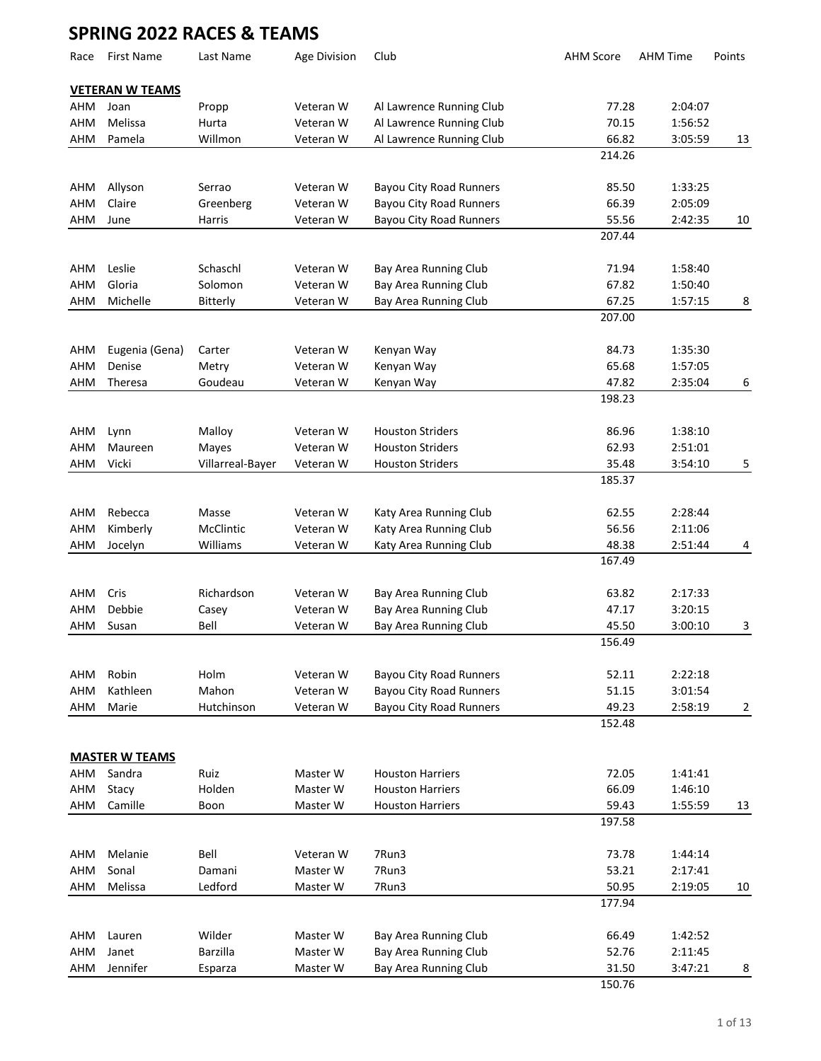# SPRING 2022 RACES & TEAMS

| Race | First Name | Last Name | Age Division | Club | AHM Score | AHM Time | Points |
|---|---|---|---|---|---|---|---|
| **VETERAN W TEAMS** | | | | | | | |
| AHM | Joan | Propp | Veteran W | Al Lawrence Running Club | 77.28 | 2:04:07 | |
| AHM | Melissa | Hurta | Veteran W | Al Lawrence Running Club | 70.15 | 1:56:52 | |
| AHM | Pamela | Willmon | Veteran W | Al Lawrence Running Club | 66.82 | 3:05:59 | 13 |
| | | | | | 214.26 | | |
| AHM | Allyson | Serrao | Veteran W | Bayou City Road Runners | 85.50 | 1:33:25 | |
| AHM | Claire | Greenberg | Veteran W | Bayou City Road Runners | 66.39 | 2:05:09 | |
| AHM | June | Harris | Veteran W | Bayou City Road Runners | 55.56 | 2:42:35 | 10 |
| | | | | | 207.44 | | |
| AHM | Leslie | Schaschl | Veteran W | Bay Area Running Club | 71.94 | 1:58:40 | |
| AHM | Gloria | Solomon | Veteran W | Bay Area Running Club | 67.82 | 1:50:40 | |
| AHM | Michelle | Bitterly | Veteran W | Bay Area Running Club | 67.25 | 1:57:15 | 8 |
| | | | | | 207.00 | | |
| AHM | Eugenia (Gena) | Carter | Veteran W | Kenyan Way | 84.73 | 1:35:30 | |
| AHM | Denise | Metry | Veteran W | Kenyan Way | 65.68 | 1:57:05 | |
| AHM | Theresa | Goudeau | Veteran W | Kenyan Way | 47.82 | 2:35:04 | 6 |
| | | | | | 198.23 | | |
| AHM | Lynn | Malloy | Veteran W | Houston Striders | 86.96 | 1:38:10 | |
| AHM | Maureen | Mayes | Veteran W | Houston Striders | 62.93 | 2:51:01 | |
| AHM | Vicki | Villarreal-Bayer | Veteran W | Houston Striders | 35.48 | 3:54:10 | 5 |
| | | | | | 185.37 | | |
| AHM | Rebecca | Masse | Veteran W | Katy Area Running Club | 62.55 | 2:28:44 | |
| AHM | Kimberly | McClintic | Veteran W | Katy Area Running Club | 56.56 | 2:11:06 | |
| AHM | Jocelyn | Williams | Veteran W | Katy Area Running Club | 48.38 | 2:51:44 | 4 |
| | | | | | 167.49 | | |
| AHM | Cris | Richardson | Veteran W | Bay Area Running Club | 63.82 | 2:17:33 | |
| AHM | Debbie | Casey | Veteran W | Bay Area Running Club | 47.17 | 3:20:15 | |
| AHM | Susan | Bell | Veteran W | Bay Area Running Club | 45.50 | 3:00:10 | 3 |
| | | | | | 156.49 | | |
| AHM | Robin | Holm | Veteran W | Bayou City Road Runners | 52.11 | 2:22:18 | |
| AHM | Kathleen | Mahon | Veteran W | Bayou City Road Runners | 51.15 | 3:01:54 | |
| AHM | Marie | Hutchinson | Veteran W | Bayou City Road Runners | 49.23 | 2:58:19 | 2 |
| | | | | | 152.48 | | |
| **MASTER W TEAMS** | | | | | | | |
| AHM | Sandra | Ruiz | Master W | Houston Harriers | 72.05 | 1:41:41 | |
| AHM | Stacy | Holden | Master W | Houston Harriers | 66.09 | 1:46:10 | |
| AHM | Camille | Boon | Master W | Houston Harriers | 59.43 | 1:55:59 | 13 |
| | | | | | 197.58 | | |
| AHM | Melanie | Bell | Veteran W | 7Run3 | 73.78 | 1:44:14 | |
| AHM | Sonal | Damani | Master W | 7Run3 | 53.21 | 2:17:41 | |
| AHM | Melissa | Ledford | Master W | 7Run3 | 50.95 | 2:19:05 | 10 |
| | | | | | 177.94 | | |
| AHM | Lauren | Wilder | Master W | Bay Area Running Club | 66.49 | 1:42:52 | |
| AHM | Janet | Barzilla | Master W | Bay Area Running Club | 52.76 | 2:11:45 | |
| AHM | Jennifer | Esparza | Master W | Bay Area Running Club | 31.50 | 3:47:21 | 8 |
| | | | | | 150.76 | | |